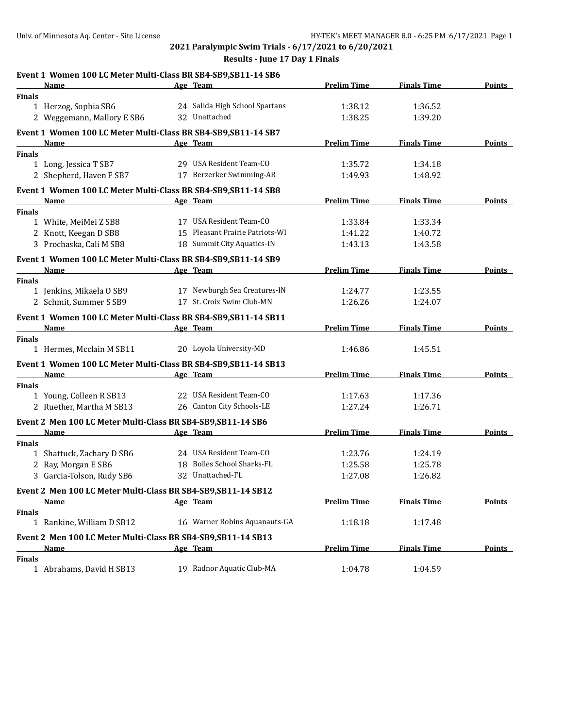## 2021 Paralympic Swim Trials - 6/17/2021 to 6/20/2021

### Results - June 17 Day 1 Finals

**Event 1 Women 100 LC Meter Multi-Class BR SB4-SB9,SB11-14 SB6**

| | Name | Age | Team | Prelim Time | Finals Time | Points |
|---|---|---|---|---|---|---|
| **Finals** | | | | | | |
| 1 | Herzog, Sophia SB6 | 24 | Salida High School Spartans | 1:38.12 | 1:36.52 | |
| 2 | Weggemann, Mallory E SB6 | 32 | Unattached | 1:38.25 | 1:39.20 | |

**Event 1 Women 100 LC Meter Multi-Class BR SB4-SB9,SB11-14 SB7**

| | Name | Age | Team | Prelim Time | Finals Time | Points |
|---|---|---|---|---|---|---|
| **Finals** | | | | | | |
| 1 | Long, Jessica T SB7 | 29 | USA Resident Team-CO | 1:35.72 | 1:34.18 | |
| 2 | Shepherd, Haven F SB7 | 17 | Berzerker Swimming-AR | 1:49.93 | 1:48.92 | |

**Event 1 Women 100 LC Meter Multi-Class BR SB4-SB9,SB11-14 SB8**

| | Name | Age | Team | Prelim Time | Finals Time | Points |
|---|---|---|---|---|---|---|
| **Finals** | | | | | | |
| 1 | White, MeiMei Z SB8 | 17 | USA Resident Team-CO | 1:33.84 | 1:33.34 | |
| 2 | Knott, Keegan D SB8 | 15 | Pleasant Prairie Patriots-WI | 1:41.22 | 1:40.72 | |
| 3 | Prochaska, Cali M SB8 | 18 | Summit City Aquatics-IN | 1:43.13 | 1:43.58 | |

**Event 1 Women 100 LC Meter Multi-Class BR SB4-SB9,SB11-14 SB9**

| | Name | Age | Team | Prelim Time | Finals Time | Points |
|---|---|---|---|---|---|---|
| **Finals** | | | | | | |
| 1 | Jenkins, Mikaela O SB9 | 17 | Newburgh Sea Creatures-IN | 1:24.77 | 1:23.55 | |
| 2 | Schmit, Summer S SB9 | 17 | St. Croix Swim Club-MN | 1:26.26 | 1:24.07 | |

**Event 1 Women 100 LC Meter Multi-Class BR SB4-SB9,SB11-14 SB11**

| | Name | Age | Team | Prelim Time | Finals Time | Points |
|---|---|---|---|---|---|---|
| **Finals** | | | | | | |
| 1 | Hermes, Mcclain M SB11 | 20 | Loyola University-MD | 1:46.86 | 1:45.51 | |

**Event 1 Women 100 LC Meter Multi-Class BR SB4-SB9,SB11-14 SB13**

| | Name | Age | Team | Prelim Time | Finals Time | Points |
|---|---|---|---|---|---|---|
| **Finals** | | | | | | |
| 1 | Young, Colleen R SB13 | 22 | USA Resident Team-CO | 1:17.63 | 1:17.36 | |
| 2 | Ruether, Martha M SB13 | 26 | Canton City Schools-LE | 1:27.24 | 1:26.71 | |

**Event 2 Men 100 LC Meter Multi-Class BR SB4-SB9,SB11-14 SB6**

| | Name | Age | Team | Prelim Time | Finals Time | Points |
|---|---|---|---|---|---|---|
| **Finals** | | | | | | |
| 1 | Shattuck, Zachary D SB6 | 24 | USA Resident Team-CO | 1:23.76 | 1:24.19 | |
| 2 | Ray, Morgan E SB6 | 18 | Bolles School Sharks-FL | 1:25.58 | 1:25.78 | |
| 3 | Garcia-Tolson, Rudy SB6 | 32 | Unattached-FL | 1:27.08 | 1:26.82 | |

**Event 2 Men 100 LC Meter Multi-Class BR SB4-SB9,SB11-14 SB12**

| | Name | Age | Team | Prelim Time | Finals Time | Points |
|---|---|---|---|---|---|---|
| **Finals** | | | | | | |
| 1 | Rankine, William D SB12 | 16 | Warner Robins Aquanauts-GA | 1:18.18 | 1:17.48 | |

**Event 2 Men 100 LC Meter Multi-Class BR SB4-SB9,SB11-14 SB13**

| | Name | Age | Team | Prelim Time | Finals Time | Points |
|---|---|---|---|---|---|---|
| **Finals** | | | | | | |
| 1 | Abrahams, David H SB13 | 19 | Radnor Aquatic Club-MA | 1:04.78 | 1:04.59 | |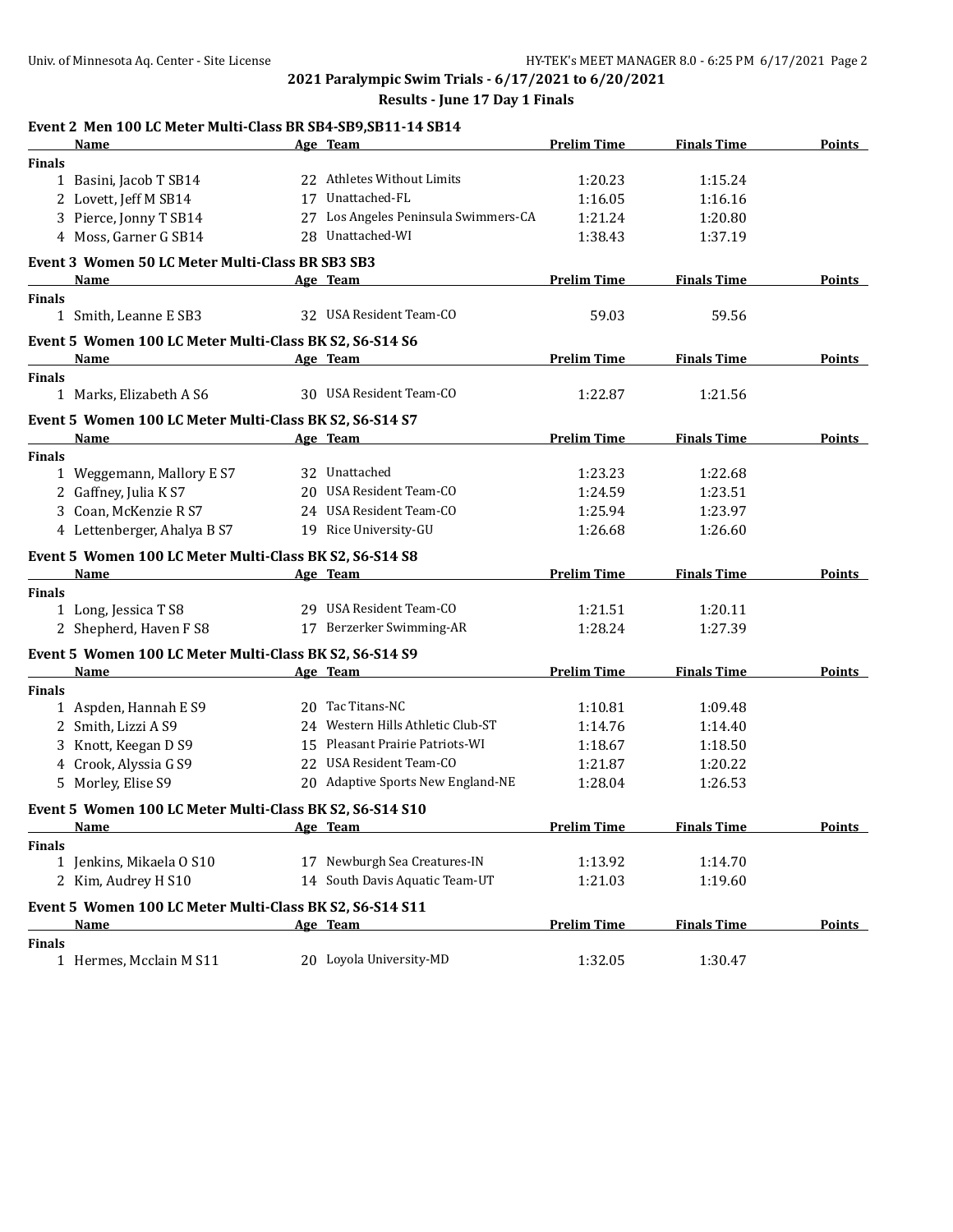## 2021 Paralympic Swim Trials - 6/17/2021 to 6/20/2021

### Results - June 17 Day 1 Finals

**Event 2 Men 100 LC Meter Multi-Class BR SB4-SB9,SB11-14 SB14**

| | Name | Age | Team | Prelim Time | Finals Time | Points |
|---|---|---|---|---|---|---|
| **Finals** | | | | | | |
| 1 | Basini, Jacob T SB14 | 22 | Athletes Without Limits | 1:20.23 | 1:15.24 | |
| 2 | Lovett, Jeff M SB14 | 17 | Unattached-FL | 1:16.05 | 1:16.16 | |
| 3 | Pierce, Jonny T SB14 | 27 | Los Angeles Peninsula Swimmers-CA | 1:21.24 | 1:20.80 | |
| 4 | Moss, Garner G SB14 | 28 | Unattached-WI | 1:38.43 | 1:37.19 | |

**Event 3 Women 50 LC Meter Multi-Class BR SB3 SB3**

| | Name | Age | Team | Prelim Time | Finals Time | Points |
|---|---|---|---|---|---|---|
| **Finals** | | | | | | |
| 1 | Smith, Leanne E SB3 | 32 | USA Resident Team-CO | 59.03 | 59.56 | |

**Event 5 Women 100 LC Meter Multi-Class BK S2, S6-S14 S6**

| | Name | Age | Team | Prelim Time | Finals Time | Points |
|---|---|---|---|---|---|---|
| **Finals** | | | | | | |
| 1 | Marks, Elizabeth A S6 | 30 | USA Resident Team-CO | 1:22.87 | 1:21.56 | |

**Event 5 Women 100 LC Meter Multi-Class BK S2, S6-S14 S7**

| | Name | Age | Team | Prelim Time | Finals Time | Points |
|---|---|---|---|---|---|---|
| **Finals** | | | | | | |
| 1 | Weggemann, Mallory E S7 | 32 | Unattached | 1:23.23 | 1:22.68 | |
| 2 | Gaffney, Julia K S7 | 20 | USA Resident Team-CO | 1:24.59 | 1:23.51 | |
| 3 | Coan, McKenzie R S7 | 24 | USA Resident Team-CO | 1:25.94 | 1:23.97 | |
| 4 | Lettenberger, Ahalya B S7 | 19 | Rice University-GU | 1:26.68 | 1:26.60 | |

**Event 5 Women 100 LC Meter Multi-Class BK S2, S6-S14 S8**

| | Name | Age | Team | Prelim Time | Finals Time | Points |
|---|---|---|---|---|---|---|
| **Finals** | | | | | | |
| 1 | Long, Jessica T S8 | 29 | USA Resident Team-CO | 1:21.51 | 1:20.11 | |
| 2 | Shepherd, Haven F S8 | 17 | Berzerker Swimming-AR | 1:28.24 | 1:27.39 | |

**Event 5 Women 100 LC Meter Multi-Class BK S2, S6-S14 S9**

| | Name | Age | Team | Prelim Time | Finals Time | Points |
|---|---|---|---|---|---|---|
| **Finals** | | | | | | |
| 1 | Aspden, Hannah E S9 | 20 | Tac Titans-NC | 1:10.81 | 1:09.48 | |
| 2 | Smith, Lizzi A S9 | 24 | Western Hills Athletic Club-ST | 1:14.76 | 1:14.40 | |
| 3 | Knott, Keegan D S9 | 15 | Pleasant Prairie Patriots-WI | 1:18.67 | 1:18.50 | |
| 4 | Crook, Alyssia G S9 | 22 | USA Resident Team-CO | 1:21.87 | 1:20.22 | |
| 5 | Morley, Elise S9 | 20 | Adaptive Sports New England-NE | 1:28.04 | 1:26.53 | |

**Event 5 Women 100 LC Meter Multi-Class BK S2, S6-S14 S10**

| | Name | Age | Team | Prelim Time | Finals Time | Points |
|---|---|---|---|---|---|---|
| **Finals** | | | | | | |
| 1 | Jenkins, Mikaela O S10 | 17 | Newburgh Sea Creatures-IN | 1:13.92 | 1:14.70 | |
| 2 | Kim, Audrey H S10 | 14 | South Davis Aquatic Team-UT | 1:21.03 | 1:19.60 | |

**Event 5 Women 100 LC Meter Multi-Class BK S2, S6-S14 S11**

| | Name | Age | Team | Prelim Time | Finals Time | Points |
|---|---|---|---|---|---|---|
| **Finals** | | | | | | |
| 1 | Hermes, Mcclain M S11 | 20 | Loyola University-MD | 1:32.05 | 1:30.47 | |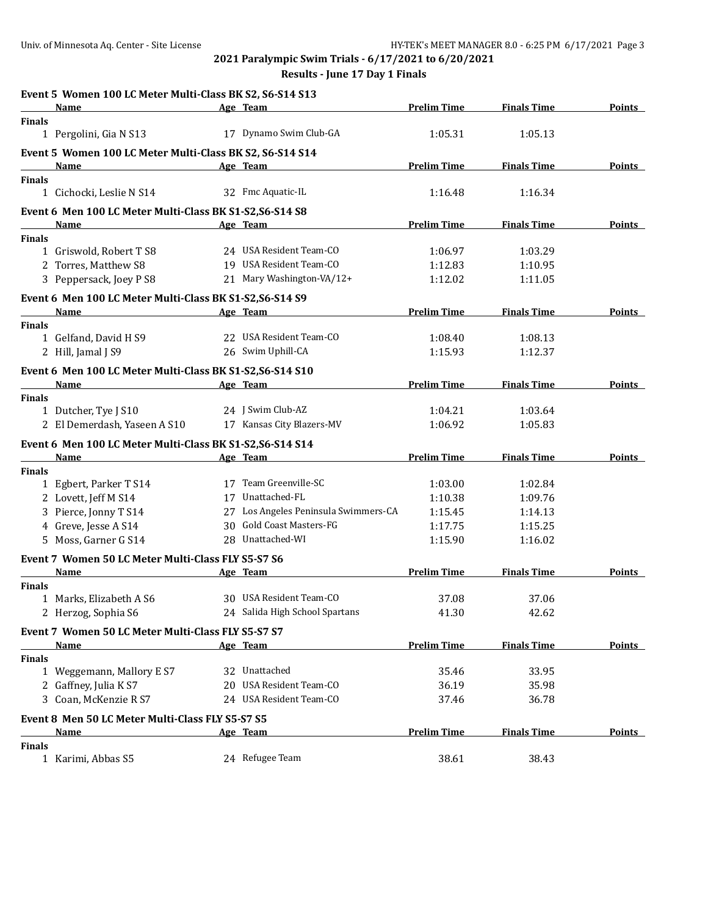## 2021 Paralympic Swim Trials - 6/17/2021 to 6/20/2021

### Results - June 17 Day 1 Finals

**Event 5 Women 100 LC Meter Multi-Class BK S2, S6-S14 S13**

| | Name | Age | Team | Prelim Time | Finals Time | Points |
|---|---|---|---|---|---|---|
| **Finals** | | | | | | |
| 1 | Pergolini, Gia N S13 | 17 | Dynamo Swim Club-GA | 1:05.31 | 1:05.13 | |

**Event 5 Women 100 LC Meter Multi-Class BK S2, S6-S14 S14**

| | Name | Age | Team | Prelim Time | Finals Time | Points |
|---|---|---|---|---|---|---|
| **Finals** | | | | | | |
| 1 | Cichocki, Leslie N S14 | 32 | Fmc Aquatic-IL | 1:16.48 | 1:16.34 | |

**Event 6 Men 100 LC Meter Multi-Class BK S1-S2,S6-S14 S8**

| | Name | Age | Team | Prelim Time | Finals Time | Points |
|---|---|---|---|---|---|---|
| **Finals** | | | | | | |
| 1 | Griswold, Robert T S8 | 24 | USA Resident Team-CO | 1:06.97 | 1:03.29 | |
| 2 | Torres, Matthew S8 | 19 | USA Resident Team-CO | 1:12.83 | 1:10.95 | |
| 3 | Peppersack, Joey P S8 | 21 | Mary Washington-VA/12+ | 1:12.02 | 1:11.05 | |

**Event 6 Men 100 LC Meter Multi-Class BK S1-S2,S6-S14 S9**

| | Name | Age | Team | Prelim Time | Finals Time | Points |
|---|---|---|---|---|---|---|
| **Finals** | | | | | | |
| 1 | Gelfand, David H S9 | 22 | USA Resident Team-CO | 1:08.40 | 1:08.13 | |
| 2 | Hill, Jamal J S9 | 26 | Swim Uphill-CA | 1:15.93 | 1:12.37 | |

**Event 6 Men 100 LC Meter Multi-Class BK S1-S2,S6-S14 S10**

| | Name | Age | Team | Prelim Time | Finals Time | Points |
|---|---|---|---|---|---|---|
| **Finals** | | | | | | |
| 1 | Dutcher, Tye J S10 | 24 | J Swim Club-AZ | 1:04.21 | 1:03.64 | |
| 2 | El Demerdash, Yaseen A S10 | 17 | Kansas City Blazers-MV | 1:06.92 | 1:05.83 | |

**Event 6 Men 100 LC Meter Multi-Class BK S1-S2,S6-S14 S14**

| | Name | Age | Team | Prelim Time | Finals Time | Points |
|---|---|---|---|---|---|---|
| **Finals** | | | | | | |
| 1 | Egbert, Parker T S14 | 17 | Team Greenville-SC | 1:03.00 | 1:02.84 | |
| 2 | Lovett, Jeff M S14 | 17 | Unattached-FL | 1:10.38 | 1:09.76 | |
| 3 | Pierce, Jonny T S14 | 27 | Los Angeles Peninsula Swimmers-CA | 1:15.45 | 1:14.13 | |
| 4 | Greve, Jesse A S14 | 30 | Gold Coast Masters-FG | 1:17.75 | 1:15.25 | |
| 5 | Moss, Garner G S14 | 28 | Unattached-WI | 1:15.90 | 1:16.02 | |

**Event 7 Women 50 LC Meter Multi-Class FLY S5-S7 S6**

| | Name | Age | Team | Prelim Time | Finals Time | Points |
|---|---|---|---|---|---|---|
| **Finals** | | | | | | |
| 1 | Marks, Elizabeth A S6 | 30 | USA Resident Team-CO | 37.08 | 37.06 | |
| 2 | Herzog, Sophia S6 | 24 | Salida High School Spartans | 41.30 | 42.62 | |

**Event 7 Women 50 LC Meter Multi-Class FLY S5-S7 S7**

| | Name | Age | Team | Prelim Time | Finals Time | Points |
|---|---|---|---|---|---|---|
| **Finals** | | | | | | |
| 1 | Weggemann, Mallory E S7 | 32 | Unattached | 35.46 | 33.95 | |
| 2 | Gaffney, Julia K S7 | 20 | USA Resident Team-CO | 36.19 | 35.98 | |
| 3 | Coan, McKenzie R S7 | 24 | USA Resident Team-CO | 37.46 | 36.78 | |

**Event 8 Men 50 LC Meter Multi-Class FLY S5-S7 S5**

| | Name | Age | Team | Prelim Time | Finals Time | Points |
|---|---|---|---|---|---|---|
| **Finals** | | | | | | |
| 1 | Karimi, Abbas S5 | 24 | Refugee Team | 38.61 | 38.43 | |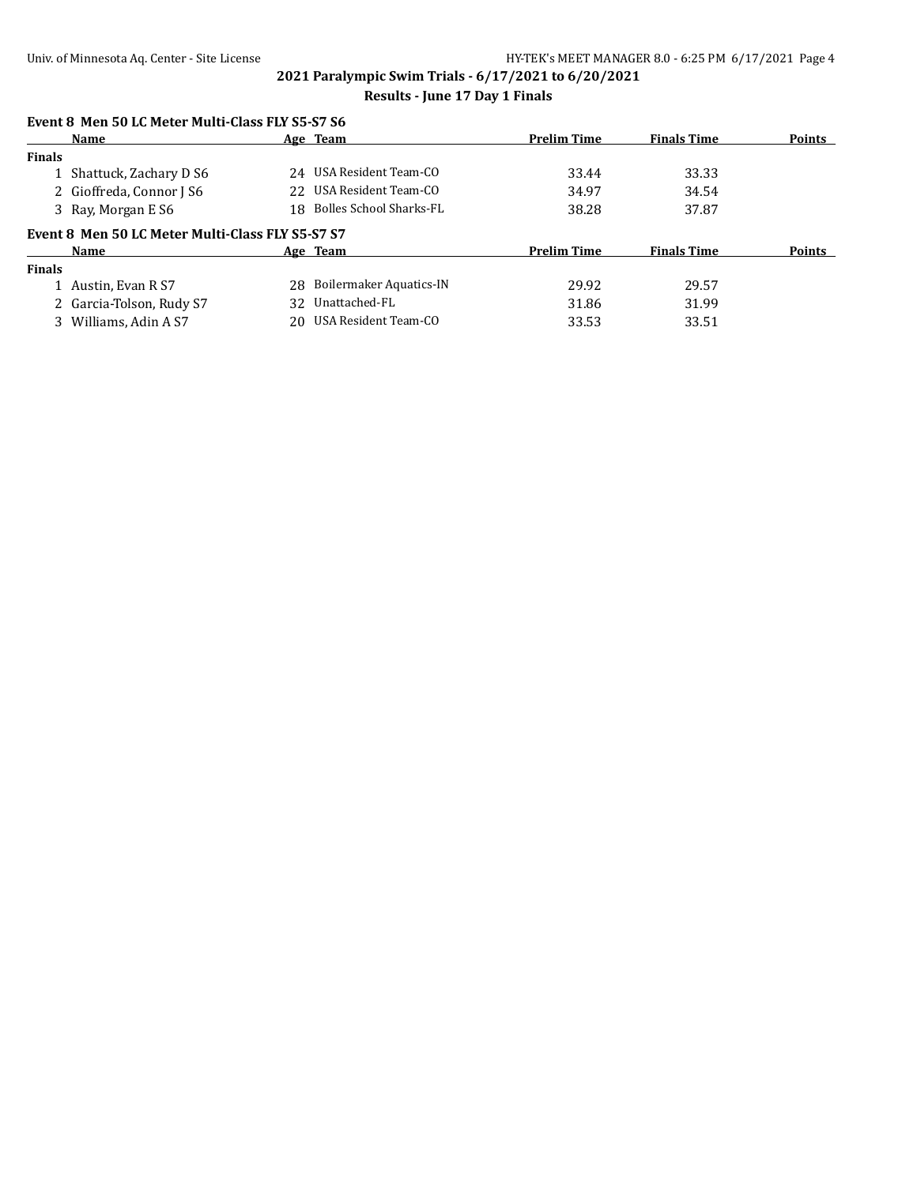**2021 Paralympic Swim Trials - 6/17/2021 to 6/20/2021**

**Results - June 17 Day 1 Finals**

### Event 8 Men 50 LC Meter Multi-Class FLY S5-S7 S6

| | Name | Age | Team | Prelim Time | Finals Time | Points |
|---|---|---|---|---|---|---|
| **Finals** | | | | | | |
| 1 | Shattuck, Zachary D S6 | 24 | USA Resident Team-CO | 33.44 | 33.33 | |
| 2 | Gioffreda, Connor J S6 | 22 | USA Resident Team-CO | 34.97 | 34.54 | |
| 3 | Ray, Morgan E S6 | 18 | Bolles School Sharks-FL | 38.28 | 37.87 | |

### Event 8 Men 50 LC Meter Multi-Class FLY S5-S7 S7

| | Name | Age | Team | Prelim Time | Finals Time | Points |
|---|---|---|---|---|---|---|
| **Finals** | | | | | | |
| 1 | Austin, Evan R S7 | 28 | Boilermaker Aquatics-IN | 29.92 | 29.57 | |
| 2 | Garcia-Tolson, Rudy S7 | 32 | Unattached-FL | 31.86 | 31.99 | |
| 3 | Williams, Adin A S7 | 20 | USA Resident Team-CO | 33.53 | 33.51 | |